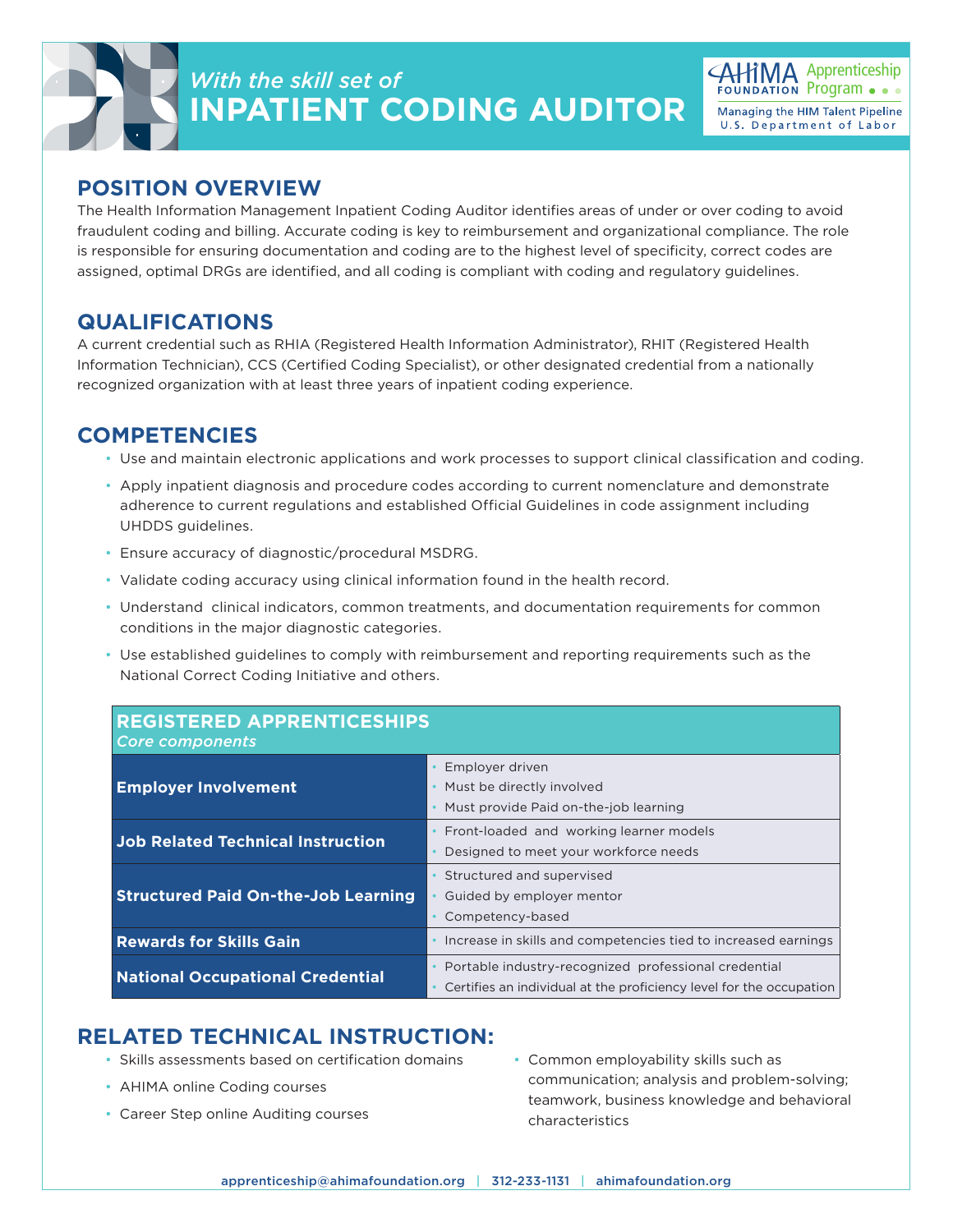*With the skill set of*

# INPATIENT CODING AUDITOR

AHIMA FOUNDATION Apprenticeship Program
Managing the HIM Talent Pipeline
U.S. Department of Labor

## POSITION OVERVIEW

The Health Information Management Inpatient Coding Auditor identifies areas of under or over coding to avoid fraudulent coding and billing. Accurate coding is key to reimbursement and organizational compliance. The role is responsible for ensuring documentation and coding are to the highest level of specificity, correct codes are assigned, optimal DRGs are identified, and all coding is compliant with coding and regulatory guidelines.

## QUALIFICATIONS

A current credential such as RHIA (Registered Health Information Administrator), RHIT (Registered Health Information Technician), CCS (Certified Coding Specialist), or other designated credential from a nationally recognized organization with at least three years of inpatient coding experience.

## COMPETENCIES

- Use and maintain electronic applications and work processes to support clinical classification and coding.
- Apply inpatient diagnosis and procedure codes according to current nomenclature and demonstrate adherence to current regulations and established Official Guidelines in code assignment including UHDDS guidelines.
- Ensure accuracy of diagnostic/procedural MSDRG.
- Validate coding accuracy using clinical information found in the health record.
- Understand clinical indicators, common treatments, and documentation requirements for common conditions in the major diagnostic categories.
- Use established guidelines to comply with reimbursement and reporting requirements such as the National Correct Coding Initiative and others.

| REGISTERED APPRENTICESHIPS *Core components* | |
|---|---|
| **Employer Involvement** | • Employer driven<br>• Must be directly involved<br>• Must provide Paid on-the-job learning |
| **Job Related Technical Instruction** | • Front-loaded and working learner models<br>• Designed to meet your workforce needs |
| **Structured Paid On-the-Job Learning** | • Structured and supervised<br>• Guided by employer mentor<br>• Competency-based |
| **Rewards for Skills Gain** | • Increase in skills and competencies tied to increased earnings |
| **National Occupational Credential** | • Portable industry-recognized professional credential<br>• Certifies an individual at the proficiency level for the occupation |

## RELATED TECHNICAL INSTRUCTION:

- Skills assessments based on certification domains
- AHIMA online Coding courses
- Career Step online Auditing courses
- Common employability skills such as communication; analysis and problem-solving; teamwork, business knowledge and behavioral characteristics

apprenticeship@ahimafoundation.org | 312-233-1131 | ahimafoundation.org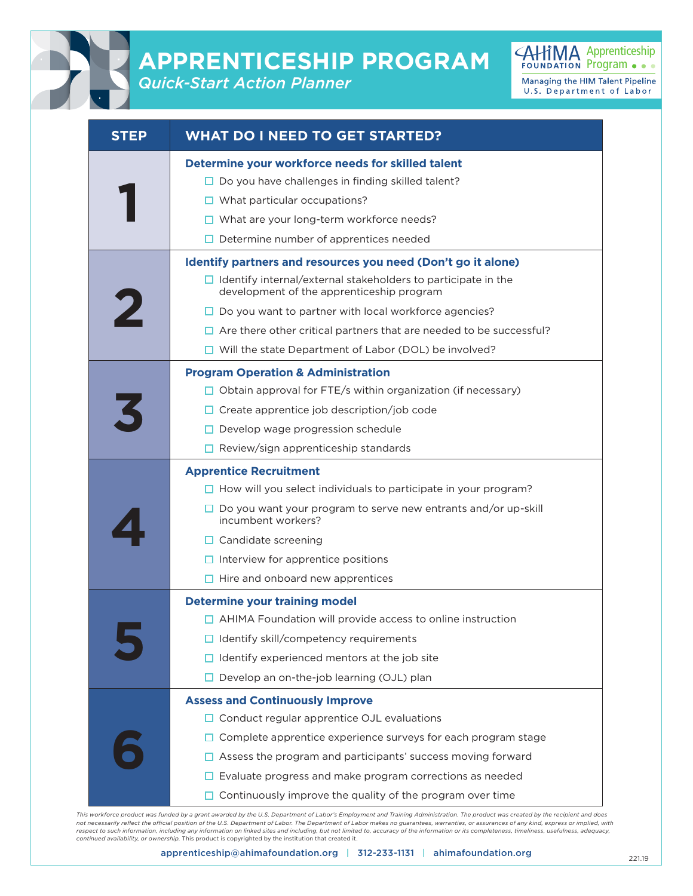# APPRENTICESHIP PROGRAM

*Quick-Start Action Planner*

AHIMA FOUNDATION Apprenticeship Program

Managing the HIM Talent Pipeline
U.S. Department of Labor

| STEP | WHAT DO I NEED TO GET STARTED? |
| --- | --- |
| **1** | **Determine your workforce needs for skilled talent**<br>☐ Do you have challenges in finding skilled talent?<br>☐ What particular occupations?<br>☐ What are your long-term workforce needs?<br>☐ Determine number of apprentices needed |
| **2** | **Identify partners and resources you need (Don't go it alone)**<br>☐ Identify internal/external stakeholders to participate in the development of the apprenticeship program<br>☐ Do you want to partner with local workforce agencies?<br>☐ Are there other critical partners that are needed to be successful?<br>☐ Will the state Department of Labor (DOL) be involved? |
| **3** | **Program Operation & Administration**<br>☐ Obtain approval for FTE/s within organization (if necessary)<br>☐ Create apprentice job description/job code<br>☐ Develop wage progression schedule<br>☐ Review/sign apprenticeship standards |
| **4** | **Apprentice Recruitment**<br>☐ How will you select individuals to participate in your program?<br>☐ Do you want your program to serve new entrants and/or up-skill incumbent workers?<br>☐ Candidate screening<br>☐ Interview for apprentice positions<br>☐ Hire and onboard new apprentices |
| **5** | **Determine your training model**<br>☐ AHIMA Foundation will provide access to online instruction<br>☐ Identify skill/competency requirements<br>☐ Identify experienced mentors at the job site<br>☐ Develop an on-the-job learning (OJL) plan |
| **6** | **Assess and Continuously Improve**<br>☐ Conduct regular apprentice OJL evaluations<br>☐ Complete apprentice experience surveys for each program stage<br>☐ Assess the program and participants' success moving forward<br>☐ Evaluate progress and make program corrections as needed<br>☐ Continuously improve the quality of the program over time |

*This workforce product was funded by a grant awarded by the U.S. Department of Labor's Employment and Training Administration. The product was created by the recipient and does not necessarily reflect the official position of the U.S. Department of Labor. The Department of Labor makes no guarantees, warranties, or assurances of any kind, express or implied, with respect to such information, including any information on linked sites and including, but not limited to, accuracy of the information or its completeness, timeliness, usefulness, adequacy, continued availability, or ownership.* This product is copyrighted by the institution that created it.

apprenticeship@ahimafoundation.org | 312-233-1131 | ahimafoundation.org

221.19